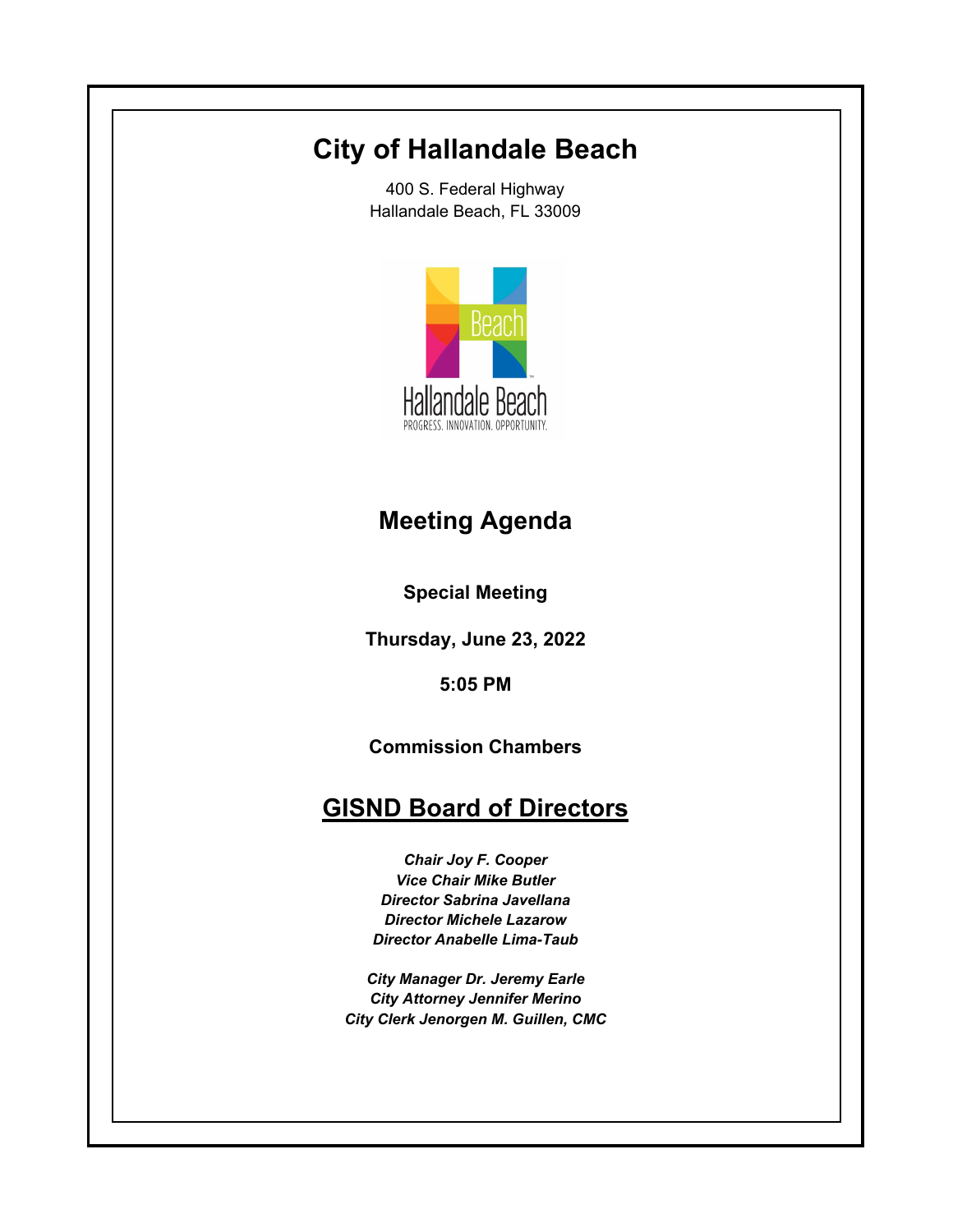# City of Hallandale Beach

400 S. Federal Highway
Hallandale Beach, FL 33009

## Meeting Agenda

**Special Meeting**

**Thursday, June 23, 2022**

**5:05 PM**

**Commission Chambers**

## GISND Board of Directors

***Chair Joy F. Cooper***
***Vice Chair Mike Butler***
***Director Sabrina Javellana***
***Director Michele Lazarow***
***Director Anabelle Lima-Taub***

***City Manager Dr. Jeremy Earle***
***City Attorney Jennifer Merino***
***City Clerk Jenorgen M. Guillen, CMC***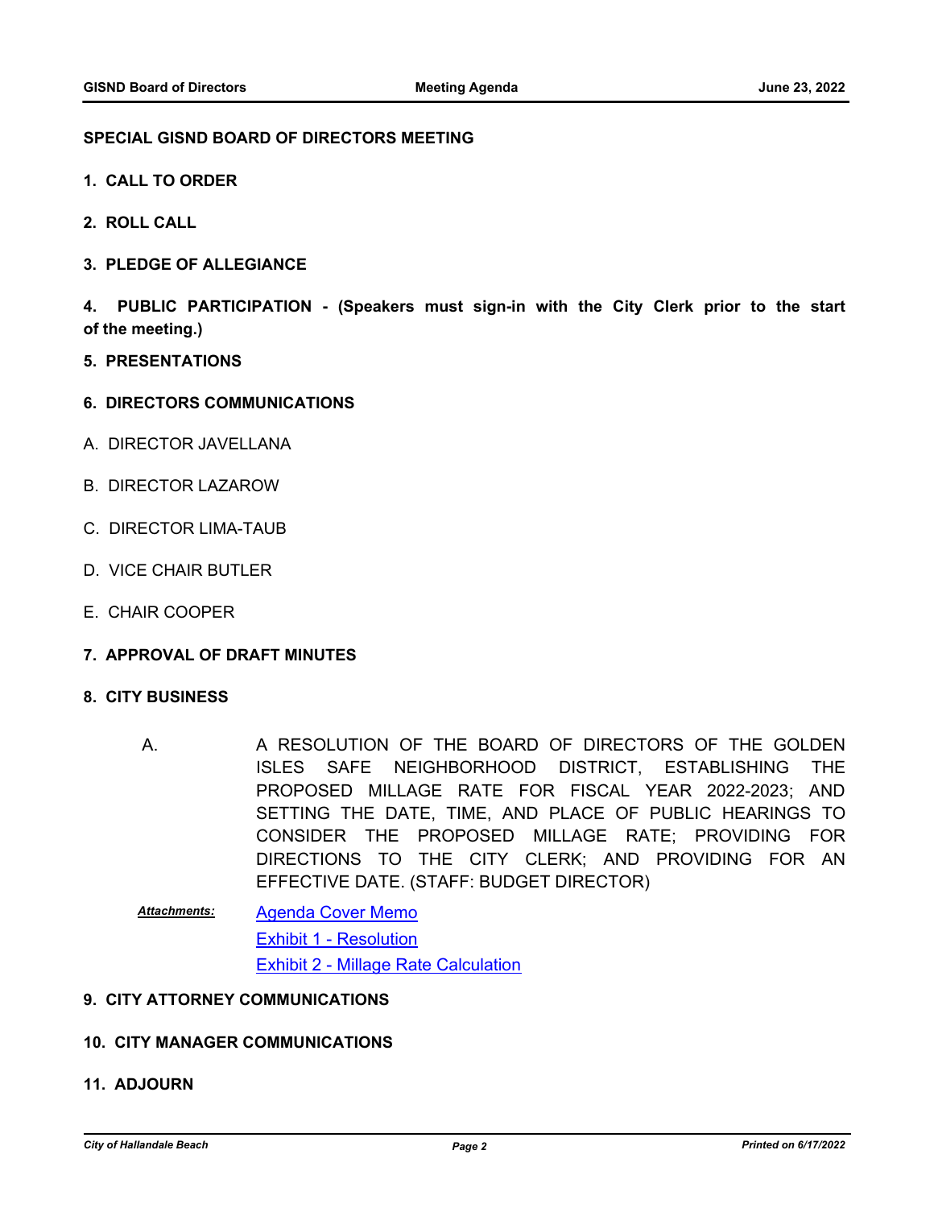**SPECIAL GISND BOARD OF DIRECTORS MEETING**

**1. CALL TO ORDER**

**2. ROLL CALL**

**3. PLEDGE OF ALLEGIANCE**

**4. PUBLIC PARTICIPATION - (Speakers must sign-in with the City Clerk prior to the start of the meeting.)**

**5. PRESENTATIONS**

**6. DIRECTORS COMMUNICATIONS**

A. DIRECTOR JAVELLANA

B. DIRECTOR LAZAROW

C. DIRECTOR LIMA-TAUB

D. VICE CHAIR BUTLER

E. CHAIR COOPER

**7. APPROVAL OF DRAFT MINUTES**

**8. CITY BUSINESS**

A. A RESOLUTION OF THE BOARD OF DIRECTORS OF THE GOLDEN ISLES SAFE NEIGHBORHOOD DISTRICT, ESTABLISHING THE PROPOSED MILLAGE RATE FOR FISCAL YEAR 2022-2023; AND SETTING THE DATE, TIME, AND PLACE OF PUBLIC HEARINGS TO CONSIDER THE PROPOSED MILLAGE RATE; PROVIDING FOR DIRECTIONS TO THE CITY CLERK; AND PROVIDING FOR AN EFFECTIVE DATE. (STAFF: BUDGET DIRECTOR)

***Attachments:*** Agenda Cover Memo
Exhibit 1 - Resolution
Exhibit 2 - Millage Rate Calculation

**9. CITY ATTORNEY COMMUNICATIONS**

**10. CITY MANAGER COMMUNICATIONS**

**11. ADJOURN**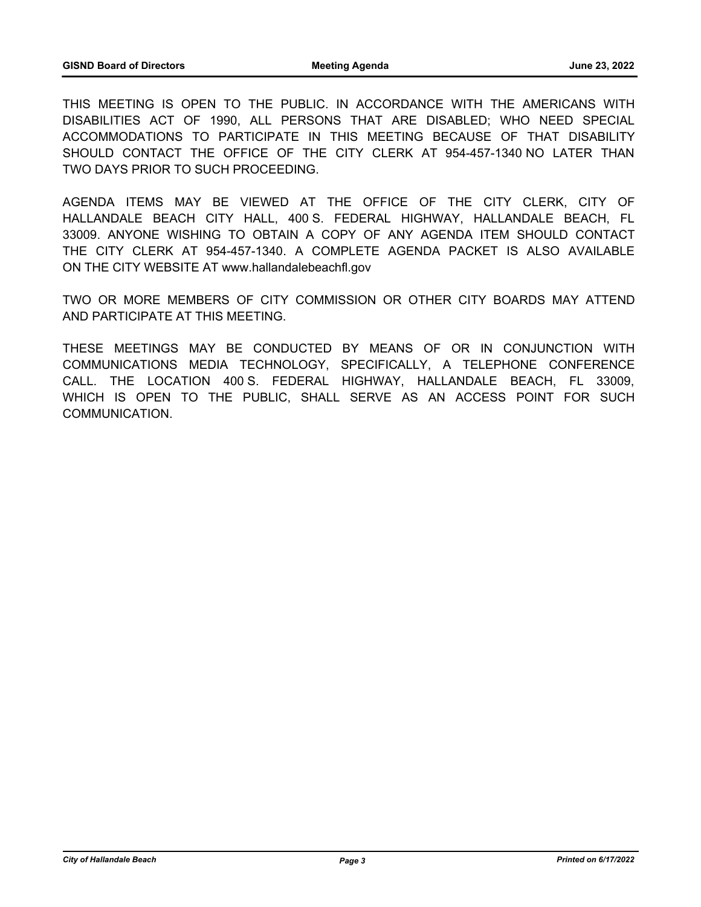THIS MEETING IS OPEN TO THE PUBLIC. IN ACCORDANCE WITH THE AMERICANS WITH DISABILITIES ACT OF 1990, ALL PERSONS THAT ARE DISABLED; WHO NEED SPECIAL ACCOMMODATIONS TO PARTICIPATE IN THIS MEETING BECAUSE OF THAT DISABILITY SHOULD CONTACT THE OFFICE OF THE CITY CLERK AT 954-457-1340 NO LATER THAN TWO DAYS PRIOR TO SUCH PROCEEDING.

AGENDA ITEMS MAY BE VIEWED AT THE OFFICE OF THE CITY CLERK, CITY OF HALLANDALE BEACH CITY HALL, 400 S. FEDERAL HIGHWAY, HALLANDALE BEACH, FL 33009. ANYONE WISHING TO OBTAIN A COPY OF ANY AGENDA ITEM SHOULD CONTACT THE CITY CLERK AT 954-457-1340. A COMPLETE AGENDA PACKET IS ALSO AVAILABLE ON THE CITY WEBSITE AT www.hallandalebeachfl.gov

TWO OR MORE MEMBERS OF CITY COMMISSION OR OTHER CITY BOARDS MAY ATTEND AND PARTICIPATE AT THIS MEETING.

THESE MEETINGS MAY BE CONDUCTED BY MEANS OF OR IN CONJUNCTION WITH COMMUNICATIONS MEDIA TECHNOLOGY, SPECIFICALLY, A TELEPHONE CONFERENCE CALL. THE LOCATION 400 S. FEDERAL HIGHWAY, HALLANDALE BEACH, FL 33009, WHICH IS OPEN TO THE PUBLIC, SHALL SERVE AS AN ACCESS POINT FOR SUCH COMMUNICATION.